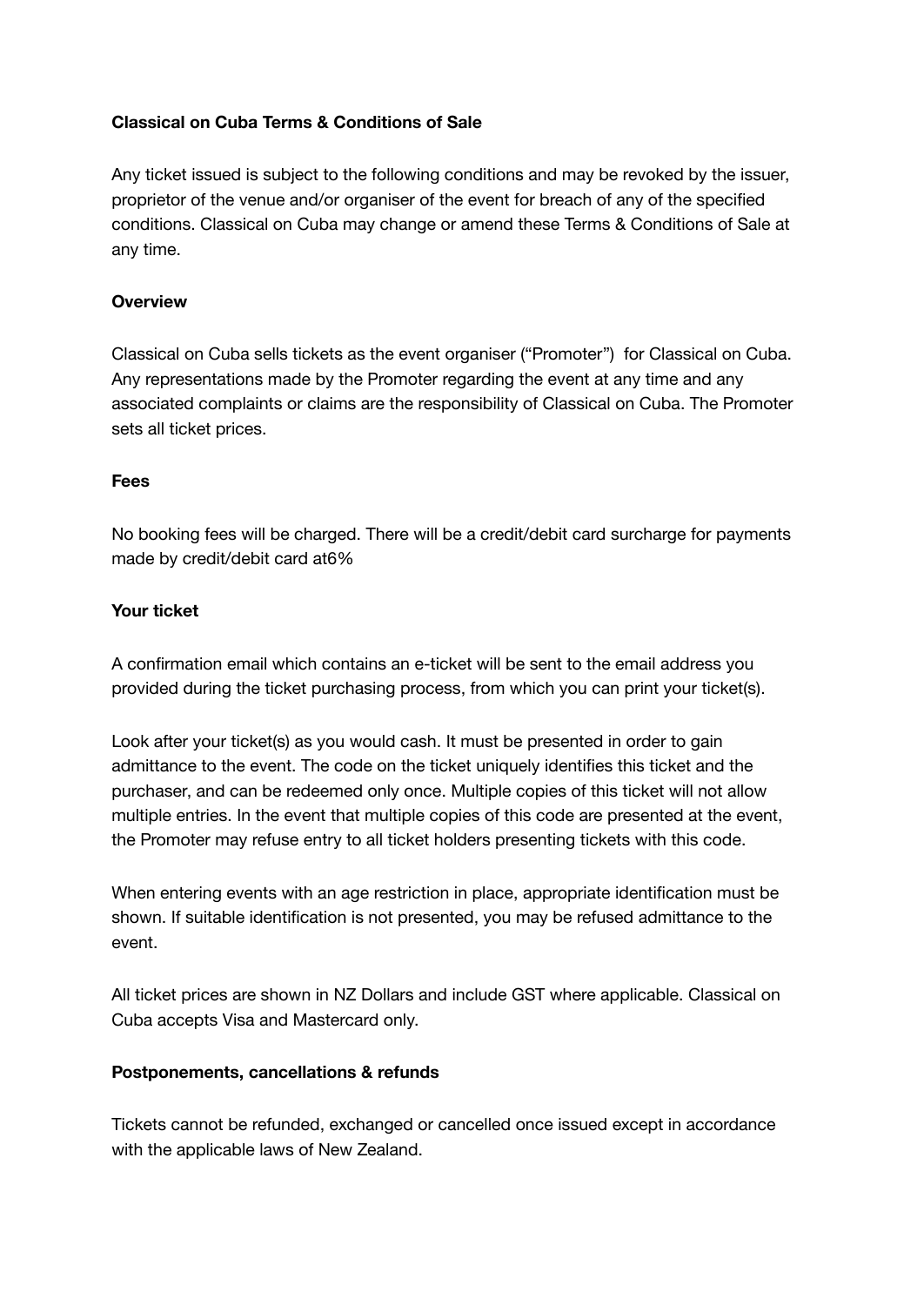**Classical on Cuba Terms & Conditions of Sale**

Any ticket issued is subject to the following conditions and may be revoked by the issuer, proprietor of the venue and/or organiser of the event for breach of any of the specified conditions. Classical on Cuba may change or amend these Terms & Conditions of Sale at any time.

**Overview**

Classical on Cuba sells tickets as the event organiser ("Promoter") for Classical on Cuba. Any representations made by the Promoter regarding the event at any time and any associated complaints or claims are the responsibility of Classical on Cuba. The Promoter sets all ticket prices.

**Fees**

No booking fees will be charged. There will be a credit/debit card surcharge for payments made by credit/debit card at6%

**Your ticket**

A confirmation email which contains an e-ticket will be sent to the email address you provided during the ticket purchasing process, from which you can print your ticket(s).

Look after your ticket(s) as you would cash. It must be presented in order to gain admittance to the event. The code on the ticket uniquely identifies this ticket and the purchaser, and can be redeemed only once. Multiple copies of this ticket will not allow multiple entries. In the event that multiple copies of this code are presented at the event, the Promoter may refuse entry to all ticket holders presenting tickets with this code.

When entering events with an age restriction in place, appropriate identification must be shown. If suitable identification is not presented, you may be refused admittance to the event.

All ticket prices are shown in NZ Dollars and include GST where applicable. Classical on Cuba accepts Visa and Mastercard only.

**Postponements, cancellations & refunds**

Tickets cannot be refunded, exchanged or cancelled once issued except in accordance with the applicable laws of New Zealand.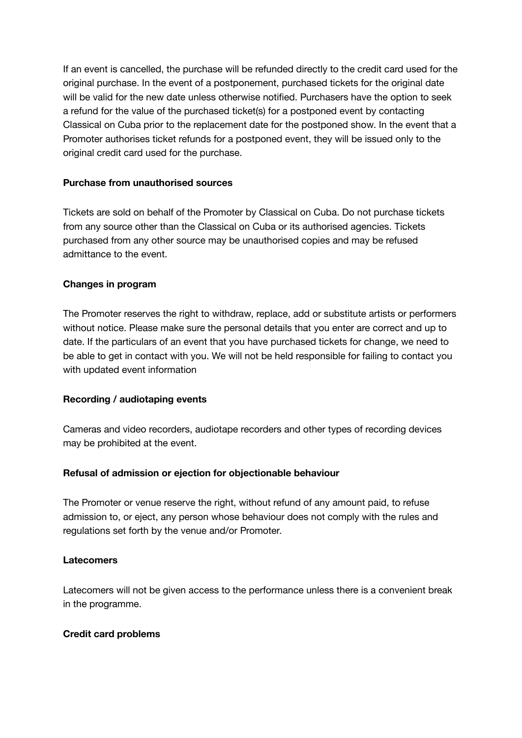If an event is cancelled, the purchase will be refunded directly to the credit card used for the original purchase. In the event of a postponement, purchased tickets for the original date will be valid for the new date unless otherwise notified. Purchasers have the option to seek a refund for the value of the purchased ticket(s) for a postponed event by contacting Classical on Cuba prior to the replacement date for the postponed show. In the event that a Promoter authorises ticket refunds for a postponed event, they will be issued only to the original credit card used for the purchase.

**Purchase from unauthorised sources**

Tickets are sold on behalf of the Promoter by Classical on Cuba. Do not purchase tickets from any source other than the Classical on Cuba or its authorised agencies. Tickets purchased from any other source may be unauthorised copies and may be refused admittance to the event.

**Changes in program**

The Promoter reserves the right to withdraw, replace, add or substitute artists or performers without notice. Please make sure the personal details that you enter are correct and up to date. If the particulars of an event that you have purchased tickets for change, we need to be able to get in contact with you. We will not be held responsible for failing to contact you with updated event information

**Recording / audiotaping events**

Cameras and video recorders, audiotape recorders and other types of recording devices may be prohibited at the event.

**Refusal of admission or ejection for objectionable behaviour**

The Promoter or venue reserve the right, without refund of any amount paid, to refuse admission to, or eject, any person whose behaviour does not comply with the rules and regulations set forth by the venue and/or Promoter.

**Latecomers**

Latecomers will not be given access to the performance unless there is a convenient break in the programme.

**Credit card problems**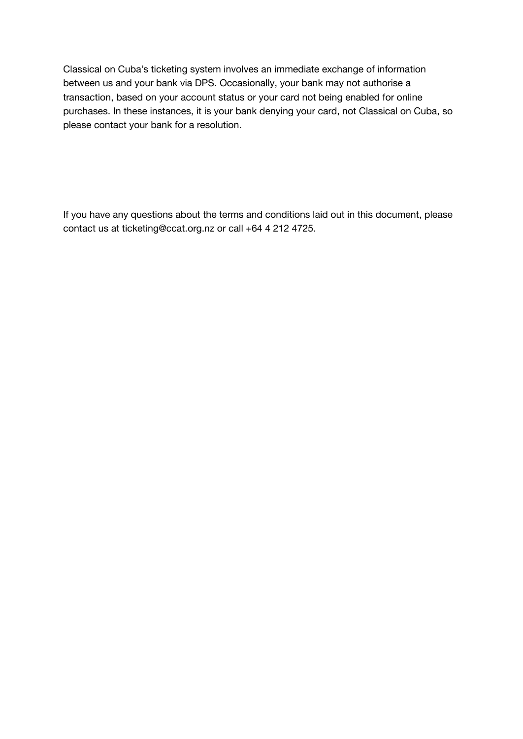Classical on Cuba's ticketing system involves an immediate exchange of information between us and your bank via DPS. Occasionally, your bank may not authorise a transaction, based on your account status or your card not being enabled for online purchases. In these instances, it is your bank denying your card, not Classical on Cuba, so please contact your bank for a resolution.

If you have any questions about the terms and conditions laid out in this document, please contact us at ticketing@ccat.org.nz or call +64 4 212 4725.